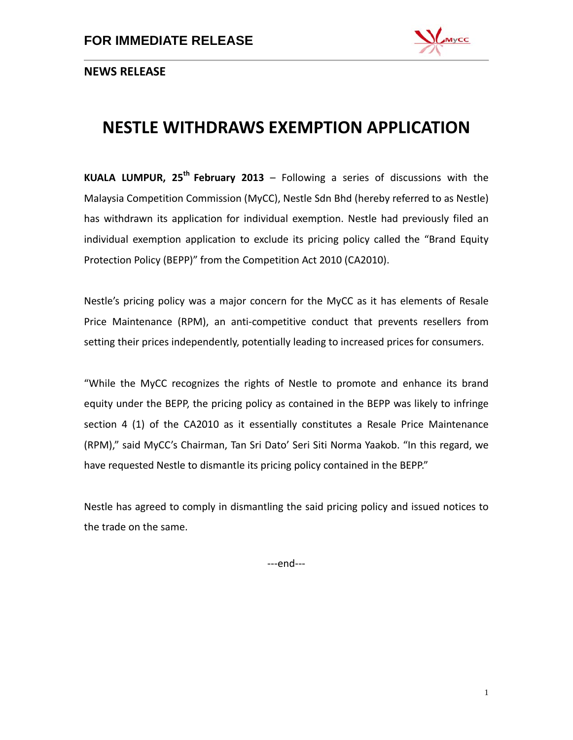**FOR IMMEDIATE RELEASE**

**NEWS RELEASE**

# NESTLE WITHDRAWS EXEMPTION APPLICATION

**KUALA LUMPUR, 25th February 2013** – Following a series of discussions with the Malaysia Competition Commission (MyCC), Nestle Sdn Bhd (hereby referred to as Nestle) has withdrawn its application for individual exemption. Nestle had previously filed an individual exemption application to exclude its pricing policy called the "Brand Equity Protection Policy (BEPP)" from the Competition Act 2010 (CA2010).

Nestle's pricing policy was a major concern for the MyCC as it has elements of Resale Price Maintenance (RPM), an anti-competitive conduct that prevents resellers from setting their prices independently, potentially leading to increased prices for consumers.

"While the MyCC recognizes the rights of Nestle to promote and enhance its brand equity under the BEPP, the pricing policy as contained in the BEPP was likely to infringe section 4 (1) of the CA2010 as it essentially constitutes a Resale Price Maintenance (RPM)," said MyCC's Chairman, Tan Sri Dato' Seri Siti Norma Yaakob. "In this regard, we have requested Nestle to dismantle its pricing policy contained in the BEPP."

Nestle has agreed to comply in dismantling the said pricing policy and issued notices to the trade on the same.

---end---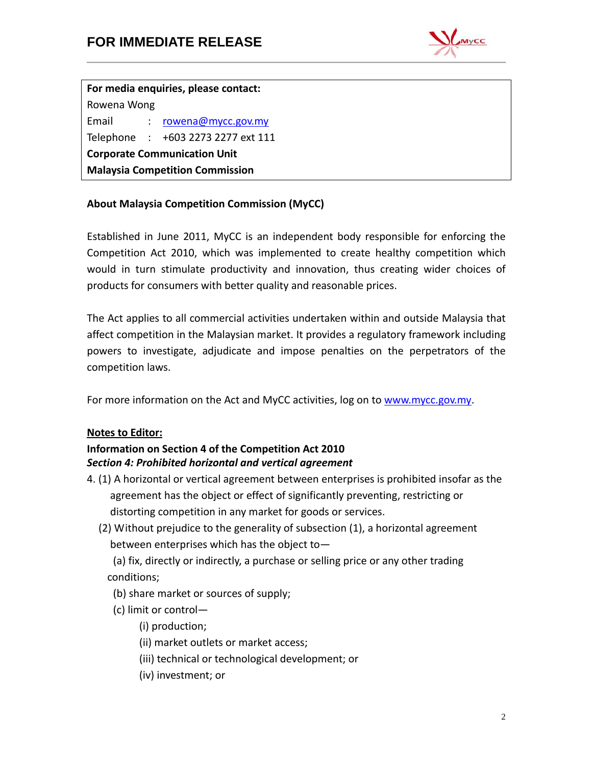**For media enquiries, please contact:**
Rowena Wong
Email : rowena@mycc.gov.my
Telephone : +603 2273 2277 ext 111
**Corporate Communication Unit**
**Malaysia Competition Commission**

**About Malaysia Competition Commission (MyCC)**

Established in June 2011, MyCC is an independent body responsible for enforcing the Competition Act 2010, which was implemented to create healthy competition which would in turn stimulate productivity and innovation, thus creating wider choices of products for consumers with better quality and reasonable prices.

The Act applies to all commercial activities undertaken within and outside Malaysia that affect competition in the Malaysian market. It provides a regulatory framework including powers to investigate, adjudicate and impose penalties on the perpetrators of the competition laws.

For more information on the Act and MyCC activities, log on to www.mycc.gov.my.

**Notes to Editor:**

**Information on Section 4 of the Competition Act 2010**
***Section 4: Prohibited horizontal and vertical agreement***

4. (1) A horizontal or vertical agreement between enterprises is prohibited insofar as the agreement has the object or effect of significantly preventing, restricting or distorting competition in any market for goods or services.

(2) Without prejudice to the generality of subsection (1), a horizontal agreement between enterprises which has the object to—

(a) fix, directly or indirectly, a purchase or selling price or any other trading conditions;

(b) share market or sources of supply;

(c) limit or control—

(i) production;

(ii) market outlets or market access;

(iii) technical or technological development; or

(iv) investment; or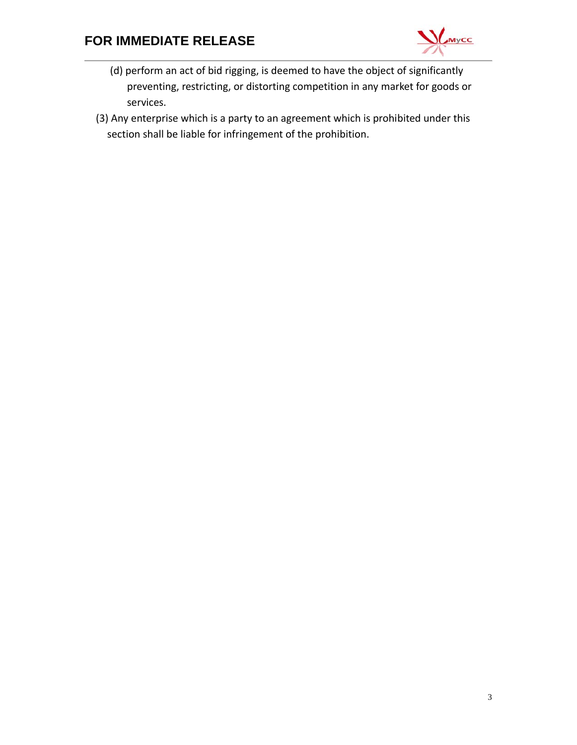(d) perform an act of bid rigging, is deemed to have the object of significantly preventing, restricting, or distorting competition in any market for goods or services.

(3) Any enterprise which is a party to an agreement which is prohibited under this section shall be liable for infringement of the prohibition.